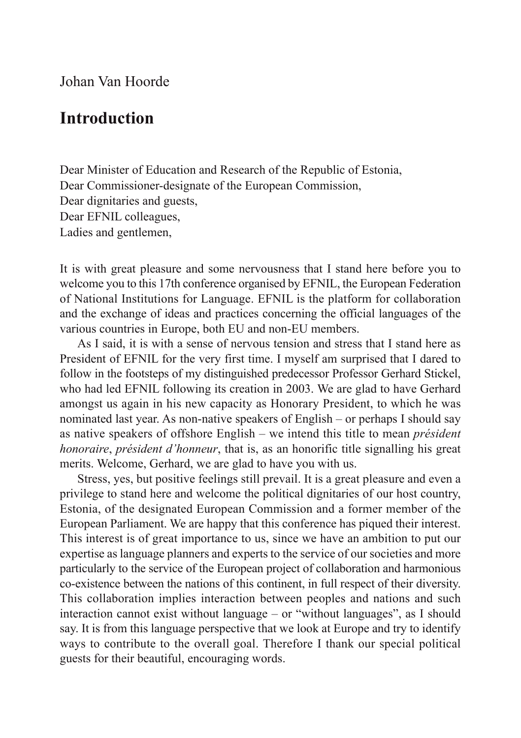Johan Van Hoorde

# Introduction

Dear Minister of Education and Research of the Republic of Estonia,
Dear Commissioner-designate of the European Commission,
Dear dignitaries and guests,
Dear EFNIL colleagues,
Ladies and gentlemen,

It is with great pleasure and some nervousness that I stand here before you to welcome you to this 17th conference organised by EFNIL, the European Federation of National Institutions for Language. EFNIL is the platform for collaboration and the exchange of ideas and practices concerning the official languages of the various countries in Europe, both EU and non-EU members.

As I said, it is with a sense of nervous tension and stress that I stand here as President of EFNIL for the very first time. I myself am surprised that I dared to follow in the footsteps of my distinguished predecessor Professor Gerhard Stickel, who had led EFNIL following its creation in 2003. We are glad to have Gerhard amongst us again in his new capacity as Honorary President, to which he was nominated last year. As non-native speakers of English – or perhaps I should say as native speakers of offshore English – we intend this title to mean *président honoraire*, *président d'honneur*, that is, as an honorific title signalling his great merits. Welcome, Gerhard, we are glad to have you with us.

Stress, yes, but positive feelings still prevail. It is a great pleasure and even a privilege to stand here and welcome the political dignitaries of our host country, Estonia, of the designated European Commission and a former member of the European Parliament. We are happy that this conference has piqued their interest. This interest is of great importance to us, since we have an ambition to put our expertise as language planners and experts to the service of our societies and more particularly to the service of the European project of collaboration and harmonious co-existence between the nations of this continent, in full respect of their diversity. This collaboration implies interaction between peoples and nations and such interaction cannot exist without language – or "without languages", as I should say. It is from this language perspective that we look at Europe and try to identify ways to contribute to the overall goal. Therefore I thank our special political guests for their beautiful, encouraging words.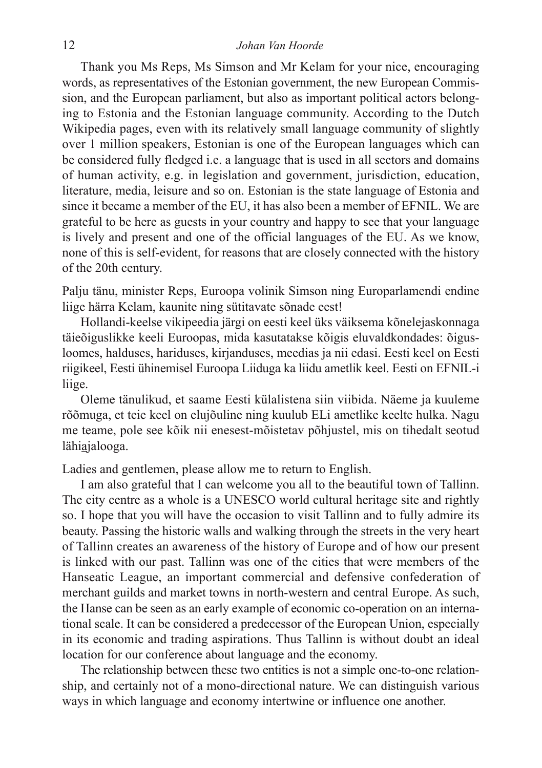Thank you Ms Reps, Ms Simson and Mr Kelam for your nice, encouraging words, as representatives of the Estonian government, the new European Commission, and the European parliament, but also as important political actors belonging to Estonia and the Estonian language community. According to the Dutch Wikipedia pages, even with its relatively small language community of slightly over 1 million speakers, Estonian is one of the European languages which can be considered fully fledged i.e. a language that is used in all sectors and domains of human activity, e.g. in legislation and government, jurisdiction, education, literature, media, leisure and so on. Estonian is the state language of Estonia and since it became a member of the EU, it has also been a member of EFNIL. We are grateful to be here as guests in your country and happy to see that your language is lively and present and one of the official languages of the EU. As we know, none of this is self-evident, for reasons that are closely connected with the history of the 20th century.

Palju tänu, minister Reps, Euroopa volinik Simson ning Europarlamendi endine liige härra Kelam, kaunite ning sütitavate sõnade eest!

Hollandi-keelse vikipeedia järgi on eesti keel üks väiksema kõnelejaskonnaga täieõiguslikke keeli Euroopas, mida kasutatakse kõigis eluvaldkondades: õigusloomes, halduses, hariduses, kirjanduses, meedias ja nii edasi. Eesti keel on Eesti riigikeel, Eesti ühinemisel Euroopa Liiduga ka liidu ametlik keel. Eesti on EFNIL-i liige.

Oleme tänulikud, et saame Eesti külalistena siin viibida. Näeme ja kuuleme rõõmuga, et teie keel on elujõuline ning kuulub ELi ametlike keelte hulka. Nagu me teame, pole see kõik nii enesest-mõistetav põhjustel, mis on tihedalt seotud lähiajalooga.

Ladies and gentlemen, please allow me to return to English.

I am also grateful that I can welcome you all to the beautiful town of Tallinn. The city centre as a whole is a UNESCO world cultural heritage site and rightly so. I hope that you will have the occasion to visit Tallinn and to fully admire its beauty. Passing the historic walls and walking through the streets in the very heart of Tallinn creates an awareness of the history of Europe and of how our present is linked with our past. Tallinn was one of the cities that were members of the Hanseatic League, an important commercial and defensive confederation of merchant guilds and market towns in north-western and central Europe. As such, the Hanse can be seen as an early example of economic co-operation on an international scale. It can be considered a predecessor of the European Union, especially in its economic and trading aspirations. Thus Tallinn is without doubt an ideal location for our conference about language and the economy.

The relationship between these two entities is not a simple one-to-one relationship, and certainly not of a mono-directional nature. We can distinguish various ways in which language and economy intertwine or influence one another.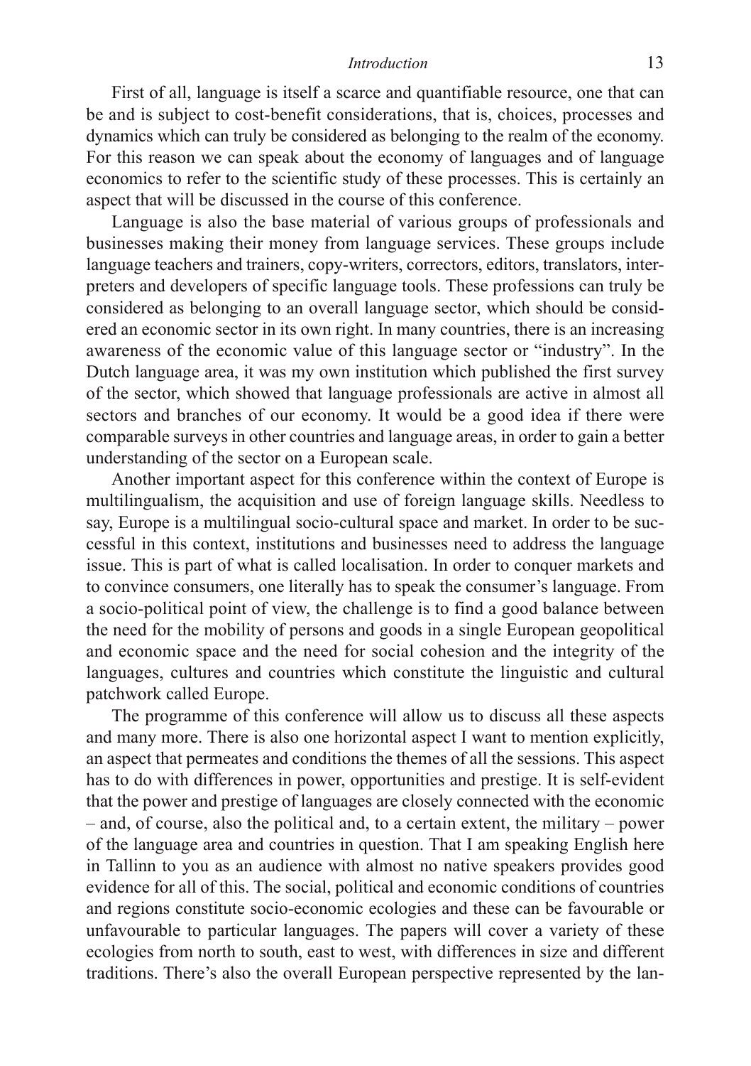First of all, language is itself a scarce and quantifiable resource, one that can be and is subject to cost-benefit considerations, that is, choices, processes and dynamics which can truly be considered as belonging to the realm of the economy. For this reason we can speak about the economy of languages and of language economics to refer to the scientific study of these processes. This is certainly an aspect that will be discussed in the course of this conference.

Language is also the base material of various groups of professionals and businesses making their money from language services. These groups include language teachers and trainers, copy-writers, correctors, editors, translators, interpreters and developers of specific language tools. These professions can truly be considered as belonging to an overall language sector, which should be considered an economic sector in its own right. In many countries, there is an increasing awareness of the economic value of this language sector or "industry". In the Dutch language area, it was my own institution which published the first survey of the sector, which showed that language professionals are active in almost all sectors and branches of our economy. It would be a good idea if there were comparable surveys in other countries and language areas, in order to gain a better understanding of the sector on a European scale.

Another important aspect for this conference within the context of Europe is multilingualism, the acquisition and use of foreign language skills. Needless to say, Europe is a multilingual socio-cultural space and market. In order to be successful in this context, institutions and businesses need to address the language issue. This is part of what is called localisation. In order to conquer markets and to convince consumers, one literally has to speak the consumer's language. From a socio-political point of view, the challenge is to find a good balance between the need for the mobility of persons and goods in a single European geopolitical and economic space and the need for social cohesion and the integrity of the languages, cultures and countries which constitute the linguistic and cultural patchwork called Europe.

The programme of this conference will allow us to discuss all these aspects and many more. There is also one horizontal aspect I want to mention explicitly, an aspect that permeates and conditions the themes of all the sessions. This aspect has to do with differences in power, opportunities and prestige. It is self-evident that the power and prestige of languages are closely connected with the economic – and, of course, also the political and, to a certain extent, the military – power of the language area and countries in question. That I am speaking English here in Tallinn to you as an audience with almost no native speakers provides good evidence for all of this. The social, political and economic conditions of countries and regions constitute socio-economic ecologies and these can be favourable or unfavourable to particular languages. The papers will cover a variety of these ecologies from north to south, east to west, with differences in size and different traditions. There's also the overall European perspective represented by the lan-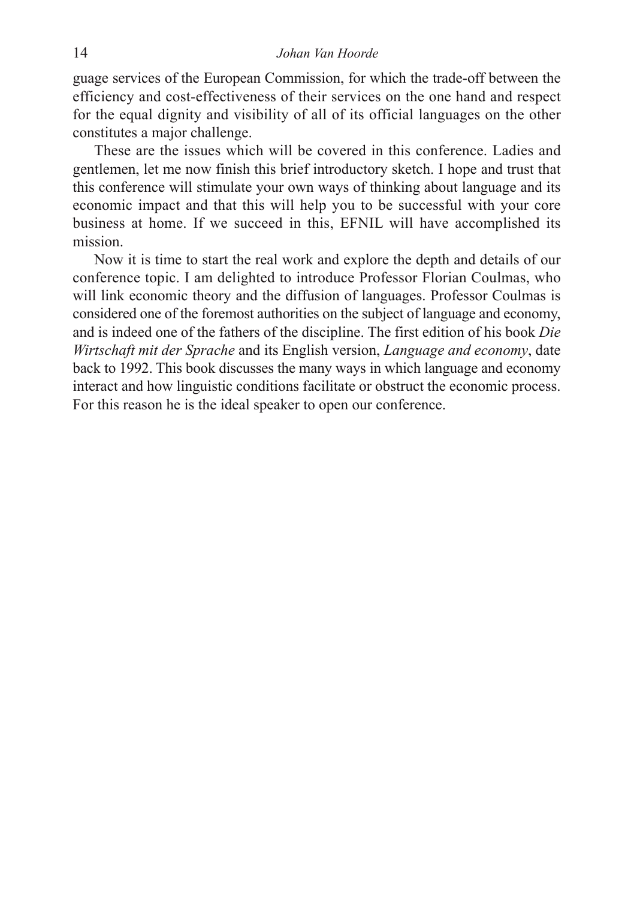guage services of the European Commission, for which the trade-off between the efficiency and cost-effectiveness of their services on the one hand and respect for the equal dignity and visibility of all of its official languages on the other constitutes a major challenge.

These are the issues which will be covered in this conference. Ladies and gentlemen, let me now finish this brief introductory sketch. I hope and trust that this conference will stimulate your own ways of thinking about language and its economic impact and that this will help you to be successful with your core business at home. If we succeed in this, EFNIL will have accomplished its mission.

Now it is time to start the real work and explore the depth and details of our conference topic. I am delighted to introduce Professor Florian Coulmas, who will link economic theory and the diffusion of languages. Professor Coulmas is considered one of the foremost authorities on the subject of language and economy, and is indeed one of the fathers of the discipline. The first edition of his book *Die Wirtschaft mit der Sprache* and its English version, *Language and economy*, date back to 1992. This book discusses the many ways in which language and economy interact and how linguistic conditions facilitate or obstruct the economic process. For this reason he is the ideal speaker to open our conference.